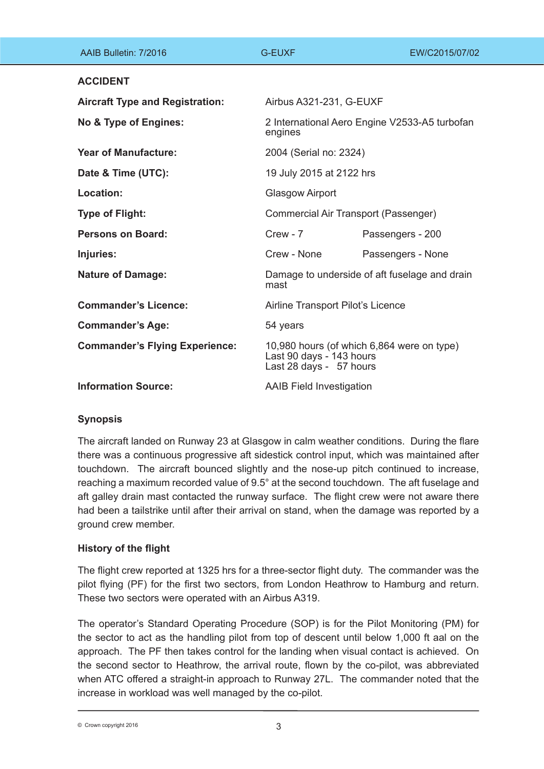## ACCIDENT

| | |
|---|---|
| **Aircraft Type and Registration:** | Airbus A321-231, G-EUXF |
| **No & Type of Engines:** | 2 International Aero Engine V2533-A5 turbofan engines |
| **Year of Manufacture:** | 2004 (Serial no: 2324) |
| **Date & Time (UTC):** | 19 July 2015 at 2122 hrs |
| **Location:** | Glasgow Airport |
| **Type of Flight:** | Commercial Air Transport (Passenger) |
| **Persons on Board:** | Crew - 7 Passengers - 200 |
| **Injuries:** | Crew - None Passengers - None |
| **Nature of Damage:** | Damage to underside of aft fuselage and drain mast |
| **Commander's Licence:** | Airline Transport Pilot's Licence |
| **Commander's Age:** | 54 years |
| **Commander's Flying Experience:** | 10,980 hours (of which 6,864 were on type)<br>Last 90 days - 143 hours<br>Last 28 days - 57 hours |
| **Information Source:** | AAIB Field Investigation |

### Synopsis

The aircraft landed on Runway 23 at Glasgow in calm weather conditions. During the flare there was a continuous progressive aft sidestick control input, which was maintained after touchdown. The aircraft bounced slightly and the nose-up pitch continued to increase, reaching a maximum recorded value of 9.5° at the second touchdown. The aft fuselage and aft galley drain mast contacted the runway surface. The flight crew were not aware there had been a tailstrike until after their arrival on stand, when the damage was reported by a ground crew member.

### History of the flight

The flight crew reported at 1325 hrs for a three-sector flight duty. The commander was the pilot flying (PF) for the first two sectors, from London Heathrow to Hamburg and return. These two sectors were operated with an Airbus A319.

The operator's Standard Operating Procedure (SOP) is for the Pilot Monitoring (PM) for the sector to act as the handling pilot from top of descent until below 1,000 ft aal on the approach. The PF then takes control for the landing when visual contact is achieved. On the second sector to Heathrow, the arrival route, flown by the co-pilot, was abbreviated when ATC offered a straight-in approach to Runway 27L. The commander noted that the increase in workload was well managed by the co-pilot.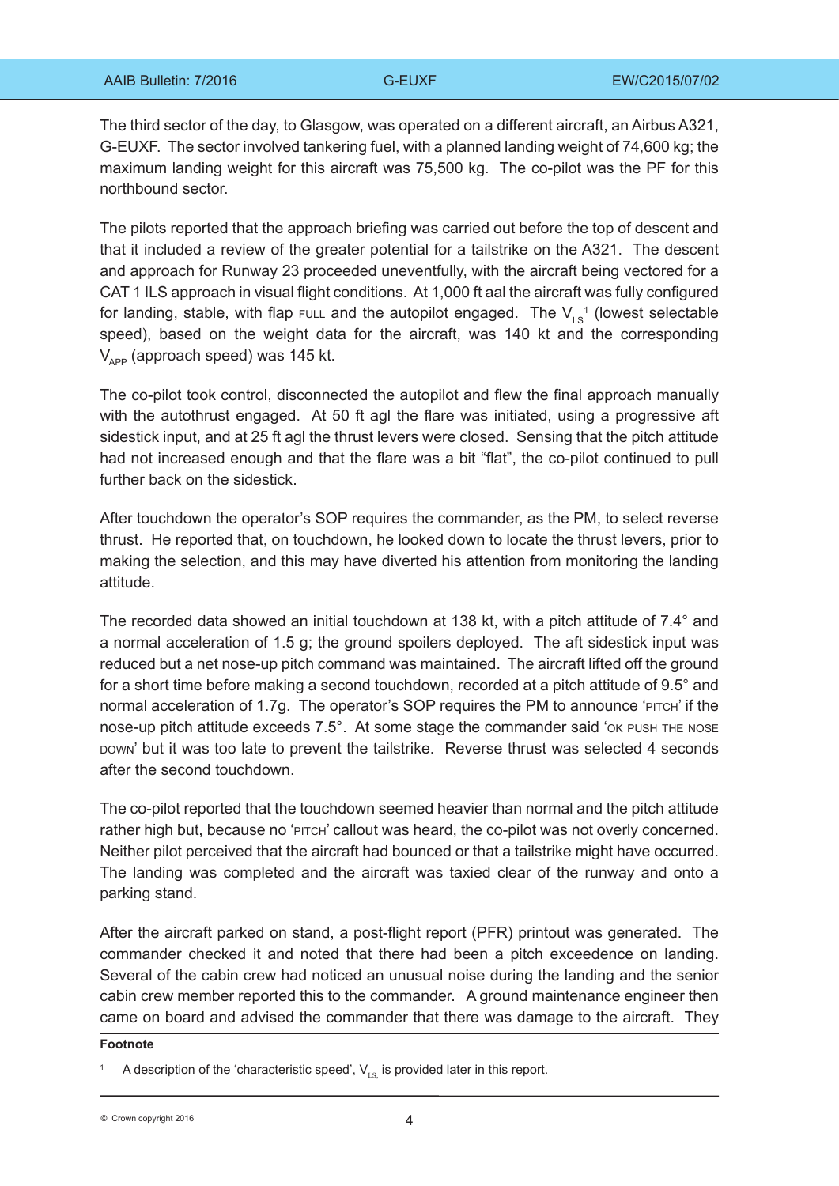The third sector of the day, to Glasgow, was operated on a different aircraft, an Airbus A321, G-EUXF. The sector involved tankering fuel, with a planned landing weight of 74,600 kg; the maximum landing weight for this aircraft was 75,500 kg. The co-pilot was the PF for this northbound sector.

The pilots reported that the approach briefing was carried out before the top of descent and that it included a review of the greater potential for a tailstrike on the A321. The descent and approach for Runway 23 proceeded uneventfully, with the aircraft being vectored for a CAT 1 ILS approach in visual flight conditions. At 1,000 ft aal the aircraft was fully configured for landing, stable, with flap FULL and the autopilot engaged. The $V_{LS}$[1] (lowest selectable speed), based on the weight data for the aircraft, was 140 kt and the corresponding $V_{APP}$ (approach speed) was 145 kt.

The co-pilot took control, disconnected the autopilot and flew the final approach manually with the autothrust engaged. At 50 ft agl the flare was initiated, using a progressive aft sidestick input, and at 25 ft agl the thrust levers were closed. Sensing that the pitch attitude had not increased enough and that the flare was a bit "flat", the co-pilot continued to pull further back on the sidestick.

After touchdown the operator's SOP requires the commander, as the PM, to select reverse thrust. He reported that, on touchdown, he looked down to locate the thrust levers, prior to making the selection, and this may have diverted his attention from monitoring the landing attitude.

The recorded data showed an initial touchdown at 138 kt, with a pitch attitude of 7.4° and a normal acceleration of 1.5 g; the ground spoilers deployed. The aft sidestick input was reduced but a net nose-up pitch command was maintained. The aircraft lifted off the ground for a short time before making a second touchdown, recorded at a pitch attitude of 9.5° and normal acceleration of 1.7g. The operator's SOP requires the PM to announce 'PITCH' if the nose-up pitch attitude exceeds 7.5°. At some stage the commander said 'OK PUSH THE NOSE DOWN' but it was too late to prevent the tailstrike. Reverse thrust was selected 4 seconds after the second touchdown.

The co-pilot reported that the touchdown seemed heavier than normal and the pitch attitude rather high but, because no 'PITCH' callout was heard, the co-pilot was not overly concerned. Neither pilot perceived that the aircraft had bounced or that a tailstrike might have occurred. The landing was completed and the aircraft was taxied clear of the runway and onto a parking stand.

After the aircraft parked on stand, a post-flight report (PFR) printout was generated. The commander checked it and noted that there had been a pitch exceedence on landing. Several of the cabin crew had noticed an unusual noise during the landing and the senior cabin crew member reported this to the commander. A ground maintenance engineer then came on board and advised the commander that there was damage to the aircraft. They

**Footnote**

[1] A description of the 'characteristic speed', $V_{LS,}$ is provided later in this report.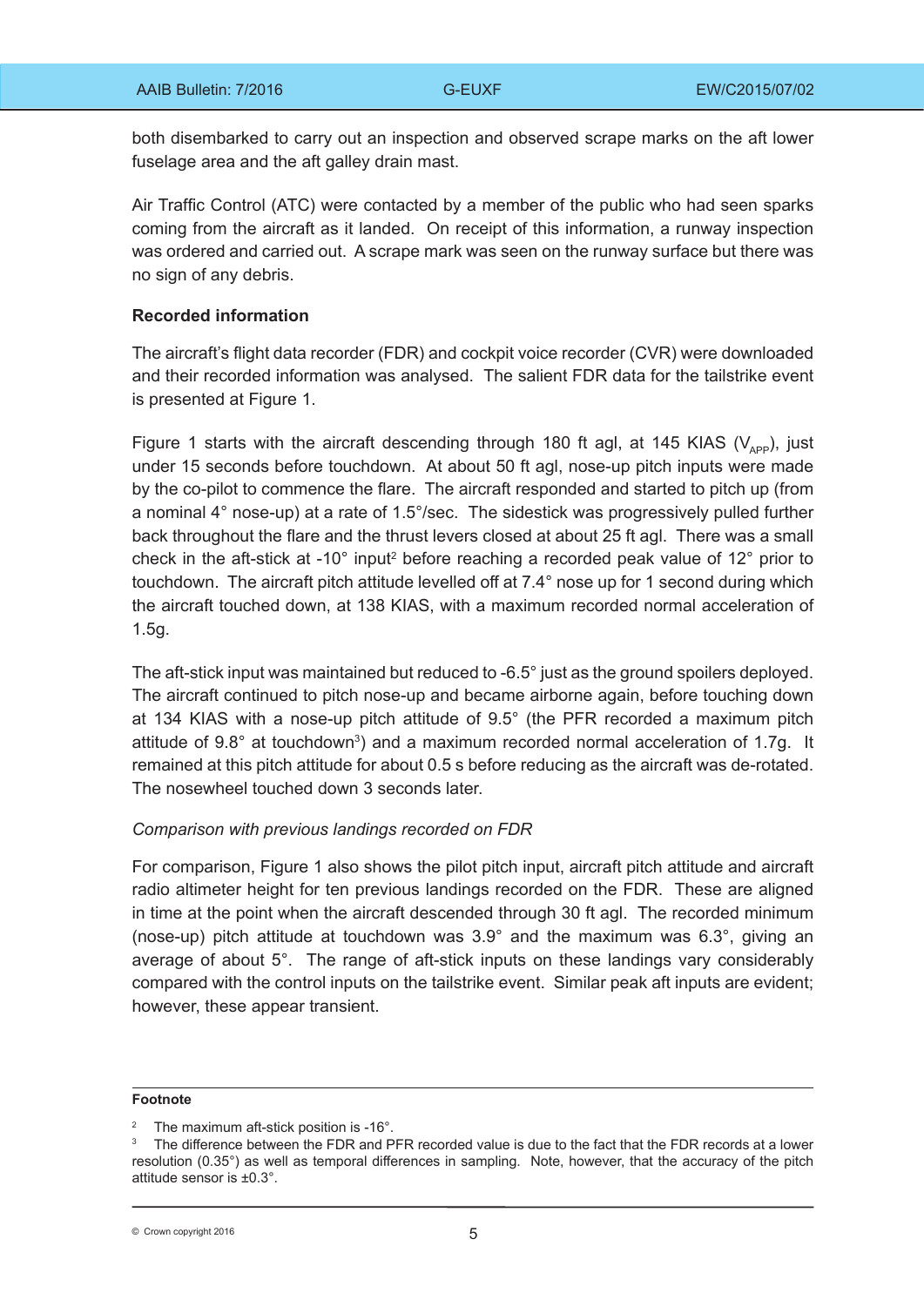both disembarked to carry out an inspection and observed scrape marks on the aft lower fuselage area and the aft galley drain mast.

Air Traffic Control (ATC) were contacted by a member of the public who had seen sparks coming from the aircraft as it landed. On receipt of this information, a runway inspection was ordered and carried out. A scrape mark was seen on the runway surface but there was no sign of any debris.

**Recorded information**

The aircraft's flight data recorder (FDR) and cockpit voice recorder (CVR) were downloaded and their recorded information was analysed. The salient FDR data for the tailstrike event is presented at Figure 1.

Figure 1 starts with the aircraft descending through 180 ft agl, at 145 KIAS ($V_{APP}$), just under 15 seconds before touchdown. At about 50 ft agl, nose-up pitch inputs were made by the co-pilot to commence the flare. The aircraft responded and started to pitch up (from a nominal 4° nose-up) at a rate of 1.5°/sec. The sidestick was progressively pulled further back throughout the flare and the thrust levers closed at about 25 ft agl. There was a small check in the aft-stick at -10° input[2] before reaching a recorded peak value of 12° prior to touchdown. The aircraft pitch attitude levelled off at 7.4° nose up for 1 second during which the aircraft touched down, at 138 KIAS, with a maximum recorded normal acceleration of 1.5g.

The aft-stick input was maintained but reduced to -6.5° just as the ground spoilers deployed. The aircraft continued to pitch nose-up and became airborne again, before touching down at 134 KIAS with a nose-up pitch attitude of 9.5° (the PFR recorded a maximum pitch attitude of 9.8° at touchdown[3]) and a maximum recorded normal acceleration of 1.7g. It remained at this pitch attitude for about 0.5 s before reducing as the aircraft was de-rotated. The nosewheel touched down 3 seconds later.

*Comparison with previous landings recorded on FDR*

For comparison, Figure 1 also shows the pilot pitch input, aircraft pitch attitude and aircraft radio altimeter height for ten previous landings recorded on the FDR. These are aligned in time at the point when the aircraft descended through 30 ft agl. The recorded minimum (nose-up) pitch attitude at touchdown was 3.9° and the maximum was 6.3°, giving an average of about 5°. The range of aft-stick inputs on these landings vary considerably compared with the control inputs on the tailstrike event. Similar peak aft inputs are evident; however, these appear transient.

**Footnote**

[2] The maximum aft-stick position is -16°.

[3] The difference between the FDR and PFR recorded value is due to the fact that the FDR records at a lower resolution (0.35°) as well as temporal differences in sampling. Note, however, that the accuracy of the pitch attitude sensor is ±0.3°.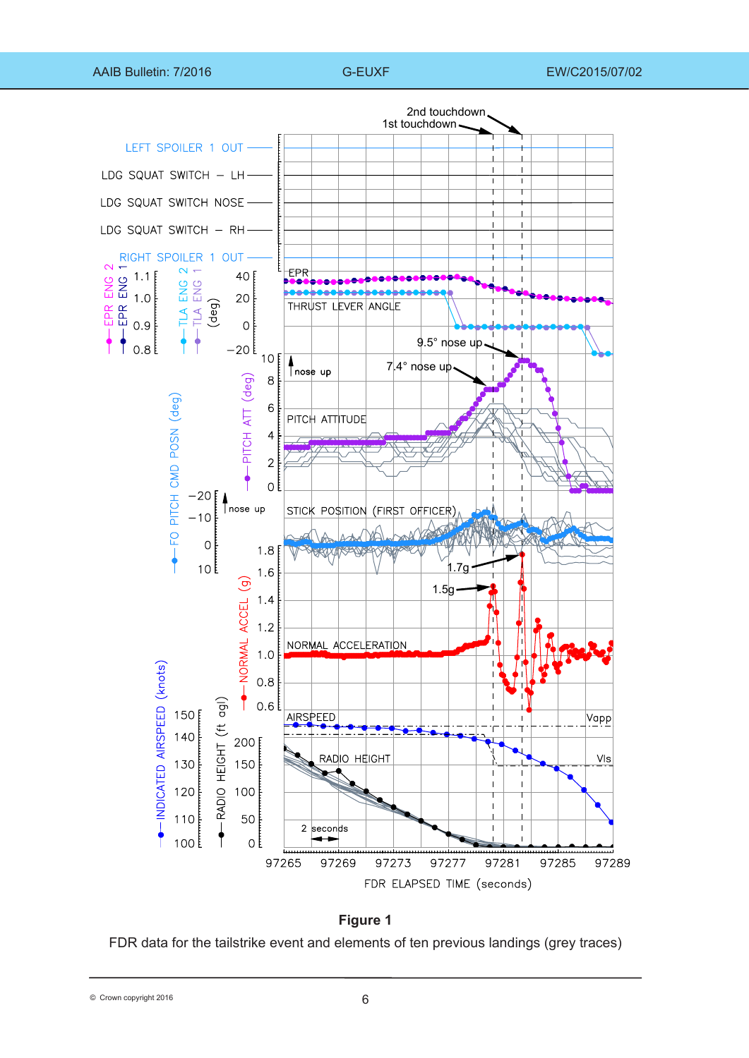2nd touchdown
1st touchdown

LEFT SPOILER 1 OUT
LDG SQUAT SWITCH – LH
LDG SQUAT SWITCH NOSE
LDG SQUAT SWITCH – RH
RIGHT SPOILER 1 OUT

EPR ENG 2
EPR ENG 1
1.1
1.0
0.9
0.8

TLA ENG 2
TLA ENG 1
(deg)
40
20
0
−20

EPR
THRUST LEVER ANGLE

9.5° nose up
7.4° nose up

PITCH ATT (deg)
10
8
6
4
2
0
nose up
PITCH ATTITUDE

FO PITCH CMD POSN (deg)
−20
−10
0
10
nose up
STICK POSITION (FIRST OFFICER)

NORMAL ACCEL (g)
1.8
1.6
1.4
1.2
1.0
0.8
0.6
1.7g
1.5g
NORMAL ACCELERATION

INDICATED AIRSPEED (knots)
150
140
130
120
110
100
AIRSPEED
Vapp
Vls

RADIO HEIGHT (ft agl)
200
150
100
50
0
RADIO HEIGHT
2 seconds

97265 97269 97273 97277 97281 97285 97289
FDR ELAPSED TIME (seconds)

**Figure 1**

FDR data for the tailstrike event and elements of ten previous landings (grey traces)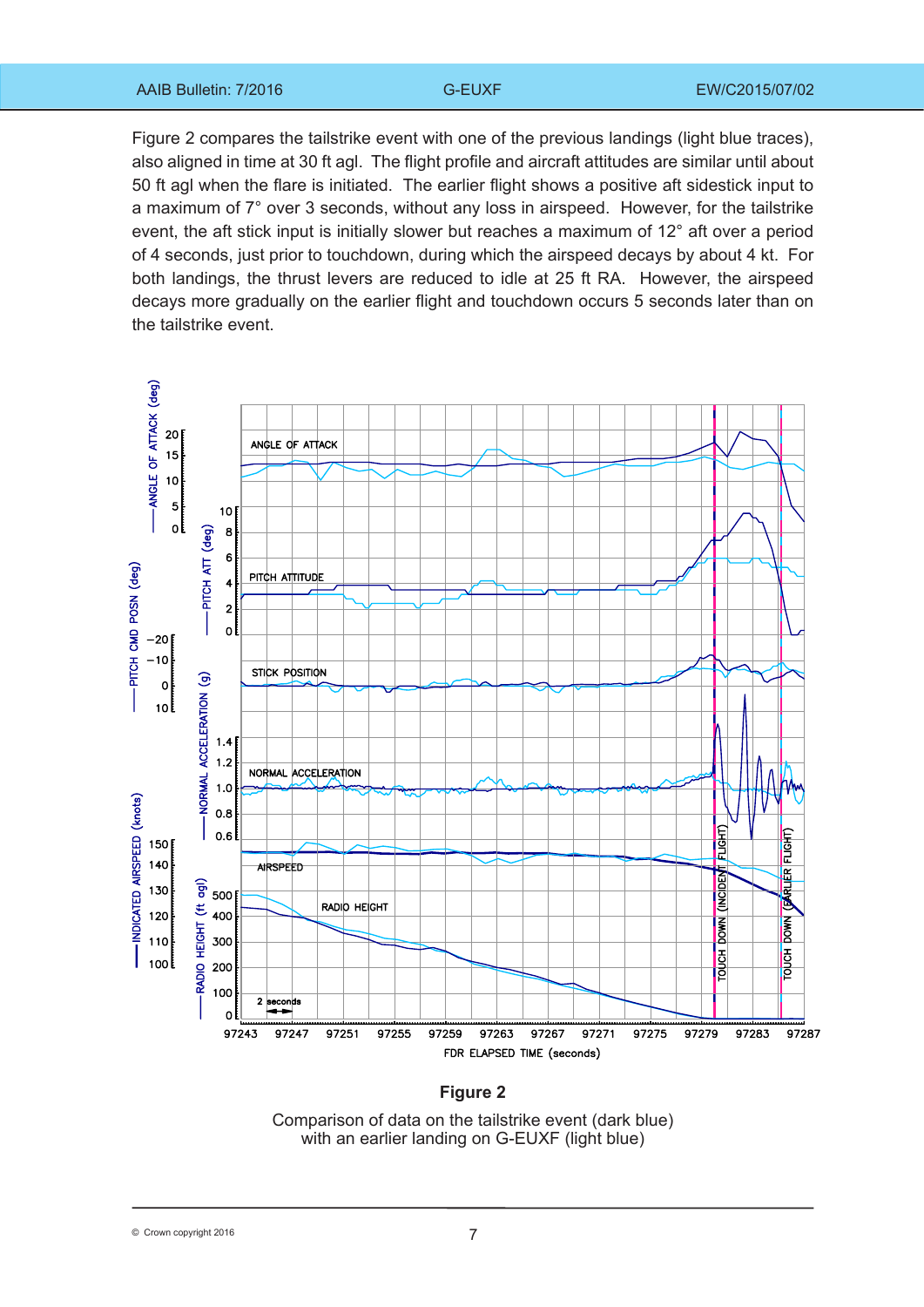Figure 2 compares the tailstrike event with one of the previous landings (light blue traces), also aligned in time at 30 ft agl. The flight profile and aircraft attitudes are similar until about 50 ft agl when the flare is initiated. The earlier flight shows a positive aft sidestick input to a maximum of 7° over 3 seconds, without any loss in airspeed. However, for the tailstrike event, the aft stick input is initially slower but reaches a maximum of 12° aft over a period of 4 seconds, just prior to touchdown, during which the airspeed decays by about 4 kt. For both landings, the thrust levers are reduced to idle at 25 ft RA. However, the airspeed decays more gradually on the earlier flight and touchdown occurs 5 seconds later than on the tailstrike event.

ANGLE OF ATTACK (deg)
20
15
10
5
0

PITCH ATT (deg)
10
8
6
4
2
0

PITCH CMD POSN (deg)
−20
−10
0
10

NORMAL ACCELERATION (g)
1.4
1.2
1.0
0.8
0.6

INDICATED AIRSPEED (knots)
150
140
130
120
110
100

RADIO HEIGHT (ft agl)
500
400
300
200
100
0

ANGLE OF ATTACK
PITCH ATTITUDE
STICK POSITION
NORMAL ACCELERATION
AIRSPEED
RADIO HEIGHT
2 seconds
TOUCH DOWN (INCIDENT FLIGHT)
TOUCH DOWN (EARLIER FLIGHT)

97243 97247 97251 97255 97259 97263 97267 97271 97275 97279 97283 97287

FDR ELAPSED TIME (seconds)

**Figure 2**

Comparison of data on the tailstrike event (dark blue) with an earlier landing on G-EUXF (light blue)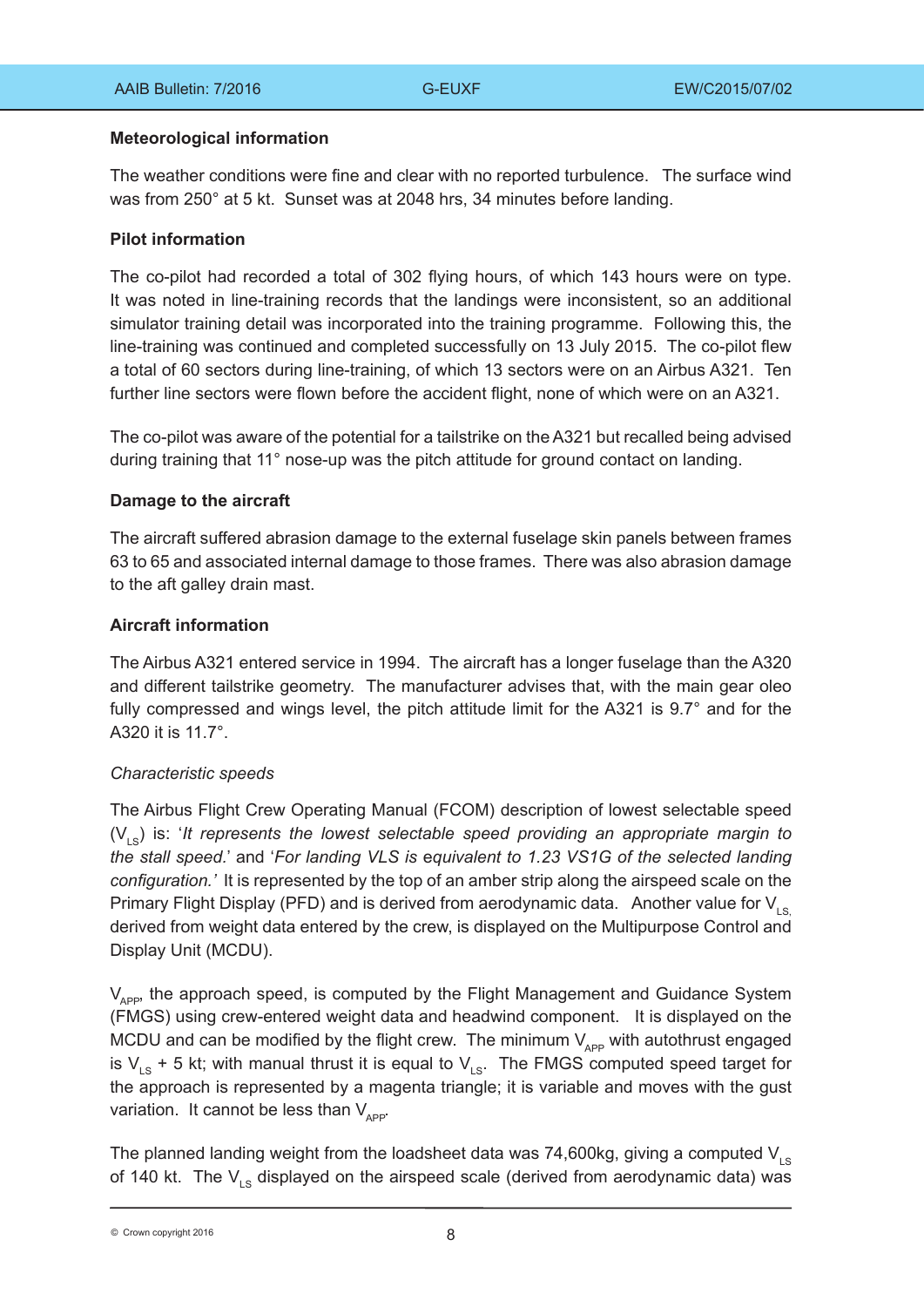### Meteorological information

The weather conditions were fine and clear with no reported turbulence. The surface wind was from 250° at 5 kt. Sunset was at 2048 hrs, 34 minutes before landing.

### Pilot information

The co-pilot had recorded a total of 302 flying hours, of which 143 hours were on type. It was noted in line-training records that the landings were inconsistent, so an additional simulator training detail was incorporated into the training programme. Following this, the line-training was continued and completed successfully on 13 July 2015. The co-pilot flew a total of 60 sectors during line-training, of which 13 sectors were on an Airbus A321. Ten further line sectors were flown before the accident flight, none of which were on an A321.

The co-pilot was aware of the potential for a tailstrike on the A321 but recalled being advised during training that 11° nose-up was the pitch attitude for ground contact on landing.

### Damage to the aircraft

The aircraft suffered abrasion damage to the external fuselage skin panels between frames 63 to 65 and associated internal damage to those frames. There was also abrasion damage to the aft galley drain mast.

### Aircraft information

The Airbus A321 entered service in 1994. The aircraft has a longer fuselage than the A320 and different tailstrike geometry. The manufacturer advises that, with the main gear oleo fully compressed and wings level, the pitch attitude limit for the A321 is 9.7° and for the A320 it is 11.7°.

*Characteristic speeds*

The Airbus Flight Crew Operating Manual (FCOM) description of lowest selectable speed ($V_{LS}$) is: '*It represents the lowest selectable speed providing an appropriate margin to the stall speed.*' and '*For landing VLS is equivalent to 1.23 VS1G of the selected landing configuration.'* It is represented by the top of an amber strip along the airspeed scale on the Primary Flight Display (PFD) and is derived from aerodynamic data. Another value for $V_{LS}$, derived from weight data entered by the crew, is displayed on the Multipurpose Control and Display Unit (MCDU).

$V_{APP}$, the approach speed, is computed by the Flight Management and Guidance System (FMGS) using crew-entered weight data and headwind component. It is displayed on the MCDU and can be modified by the flight crew. The minimum $V_{APP}$ with autothrust engaged is $V_{LS}$ + 5 kt; with manual thrust it is equal to $V_{LS}$. The FMGS computed speed target for the approach is represented by a magenta triangle; it is variable and moves with the gust variation. It cannot be less than $V_{APP}$.

The planned landing weight from the loadsheet data was 74,600kg, giving a computed $V_{LS}$ of 140 kt. The $V_{LS}$ displayed on the airspeed scale (derived from aerodynamic data) was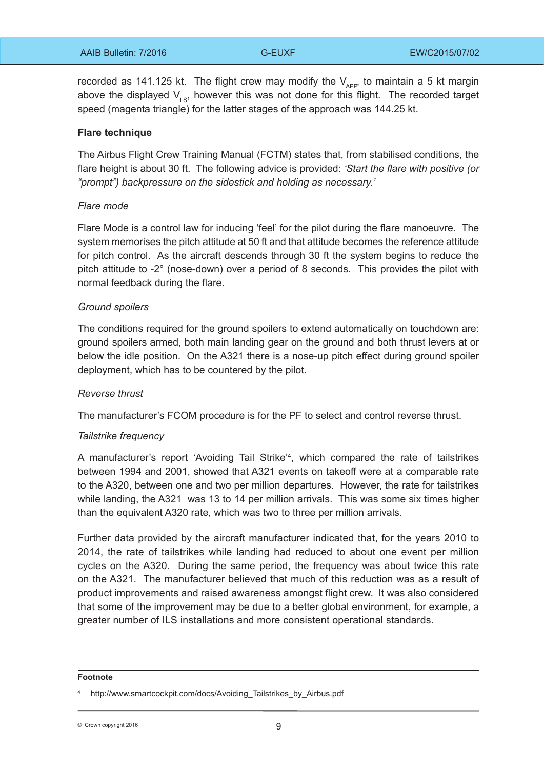recorded as 141.125 kt. The flight crew may modify the $V_{APP}$, to maintain a 5 kt margin above the displayed $V_{LS}$, however this was not done for this flight. The recorded target speed (magenta triangle) for the latter stages of the approach was 144.25 kt.

**Flare technique**

The Airbus Flight Crew Training Manual (FCTM) states that, from stabilised conditions, the flare height is about 30 ft. The following advice is provided: *'Start the flare with positive (or "prompt") backpressure on the sidestick and holding as necessary.'*

*Flare mode*

Flare Mode is a control law for inducing 'feel' for the pilot during the flare manoeuvre. The system memorises the pitch attitude at 50 ft and that attitude becomes the reference attitude for pitch control. As the aircraft descends through 30 ft the system begins to reduce the pitch attitude to -2° (nose-down) over a period of 8 seconds. This provides the pilot with normal feedback during the flare.

*Ground spoilers*

The conditions required for the ground spoilers to extend automatically on touchdown are: ground spoilers armed, both main landing gear on the ground and both thrust levers at or below the idle position. On the A321 there is a nose-up pitch effect during ground spoiler deployment, which has to be countered by the pilot.

*Reverse thrust*

The manufacturer's FCOM procedure is for the PF to select and control reverse thrust.

*Tailstrike frequency*

A manufacturer's report 'Avoiding Tail Strike'[4], which compared the rate of tailstrikes between 1994 and 2001, showed that A321 events on takeoff were at a comparable rate to the A320, between one and two per million departures. However, the rate for tailstrikes while landing, the A321 was 13 to 14 per million arrivals. This was some six times higher than the equivalent A320 rate, which was two to three per million arrivals.

Further data provided by the aircraft manufacturer indicated that, for the years 2010 to 2014, the rate of tailstrikes while landing had reduced to about one event per million cycles on the A320. During the same period, the frequency was about twice this rate on the A321. The manufacturer believed that much of this reduction was as a result of product improvements and raised awareness amongst flight crew. It was also considered that some of the improvement may be due to a better global environment, for example, a greater number of ILS installations and more consistent operational standards.

**Footnote**

[4] http://www.smartcockpit.com/docs/Avoiding_Tailstrikes_by_Airbus.pdf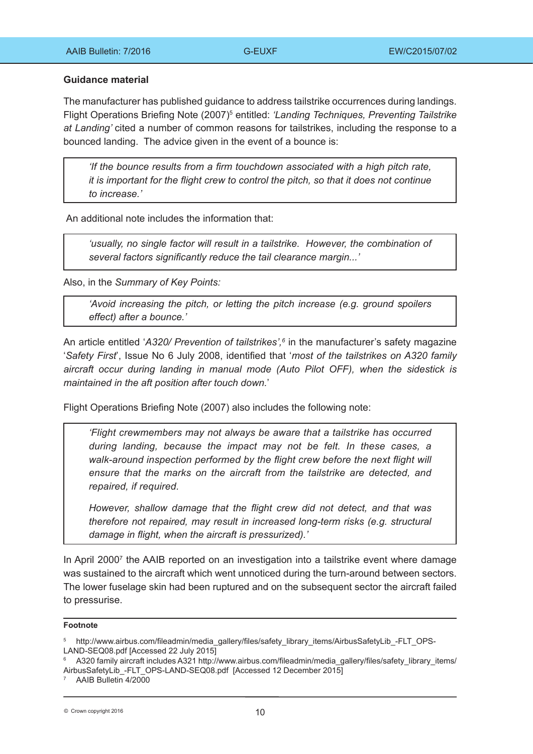**Guidance material**

The manufacturer has published guidance to address tailstrike occurrences during landings. Flight Operations Briefing Note (2007)[5] entitled: *'Landing Techniques, Preventing Tailstrike at Landing'* cited a number of common reasons for tailstrikes, including the response to a bounced landing. The advice given in the event of a bounce is:

> *'If the bounce results from a firm touchdown associated with a high pitch rate, it is important for the flight crew to control the pitch, so that it does not continue to increase.'*

An additional note includes the information that:

> *'usually, no single factor will result in a tailstrike. However, the combination of several factors significantly reduce the tail clearance margin...'*

Also, in the *Summary of Key Points:*

> *'Avoid increasing the pitch, or letting the pitch increase (e.g. ground spoilers effect) after a bounce.'*

An article entitled '*A320/ Prevention of tailstrikes',*[6] in the manufacturer's safety magazine '*Safety First*', Issue No 6 July 2008, identified that '*most of the tailstrikes on A320 family aircraft occur during landing in manual mode (Auto Pilot OFF), when the sidestick is maintained in the aft position after touch down.*'

Flight Operations Briefing Note (2007) also includes the following note:

> *'Flight crewmembers may not always be aware that a tailstrike has occurred during landing, because the impact may not be felt. In these cases, a walk-around inspection performed by the flight crew before the next flight will ensure that the marks on the aircraft from the tailstrike are detected, and repaired, if required.*
>
> *However, shallow damage that the flight crew did not detect, and that was therefore not repaired, may result in increased long-term risks (e.g. structural damage in flight, when the aircraft is pressurized).'*

In April 2000[7] the AAIB reported on an investigation into a tailstrike event where damage was sustained to the aircraft which went unnoticed during the turn-around between sectors. The lower fuselage skin had been ruptured and on the subsequent sector the aircraft failed to pressurise.

**Footnote**

[5] http://www.airbus.com/fileadmin/media_gallery/files/safety_library_items/AirbusSafetyLib_-FLT_OPS-LAND-SEQ08.pdf [Accessed 22 July 2015]

[6] A320 family aircraft includes A321 http://www.airbus.com/fileadmin/media_gallery/files/safety_library_items/AirbusSafetyLib_-FLT_OPS-LAND-SEQ08.pdf [Accessed 12 December 2015]

[7] AAIB Bulletin 4/2000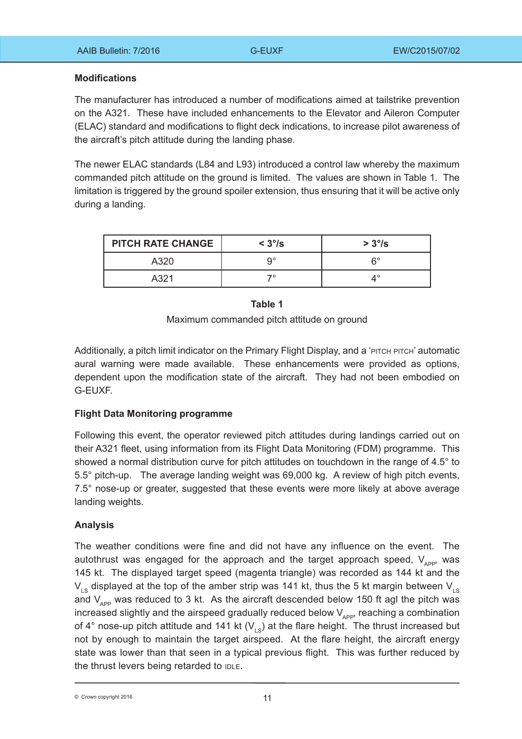### Modifications

The manufacturer has introduced a number of modifications aimed at tailstrike prevention on the A321. These have included enhancements to the Elevator and Aileron Computer (ELAC) standard and modifications to flight deck indications, to increase pilot awareness of the aircraft's pitch attitude during the landing phase.

The newer ELAC standards (L84 and L93) introduced a control law whereby the maximum commanded pitch attitude on the ground is limited. The values are shown in Table 1. The limitation is triggered by the ground spoiler extension, thus ensuring that it will be active only during a landing.

| PITCH RATE CHANGE | < 3°/s | > 3°/s |
|---|---|---|
| A320 | 9° | 6° |
| A321 | 7° | 4° |

**Table 1**

Maximum commanded pitch attitude on ground

Additionally, a pitch limit indicator on the Primary Flight Display, and a 'PITCH PITCH' automatic aural warning were made available. These enhancements were provided as options, dependent upon the modification state of the aircraft. They had not been embodied on G-EUXF.

### Flight Data Monitoring programme

Following this event, the operator reviewed pitch attitudes during landings carried out on their A321 fleet, using information from its Flight Data Monitoring (FDM) programme. This showed a normal distribution curve for pitch attitudes on touchdown in the range of 4.5° to 5.5° pitch-up. The average landing weight was 69,000 kg. A review of high pitch events, 7.5° nose-up or greater, suggested that these events were more likely at above average landing weights.

### Analysis

The weather conditions were fine and did not have any influence on the event. The autothrust was engaged for the approach and the target approach speed, $V_{APP}$, was 145 kt. The displayed target speed (magenta triangle) was recorded as 144 kt and the $V_{LS}$ displayed at the top of the amber strip was 141 kt, thus the 5 kt margin between $V_{LS}$ and $V_{APP}$ was reduced to 3 kt. As the aircraft descended below 150 ft agl the pitch was increased slightly and the airspeed gradually reduced below $V_{APP}$, reaching a combination of 4° nose-up pitch attitude and 141 kt ($V_{LS}$) at the flare height. The thrust increased but not by enough to maintain the target airspeed. At the flare height, the aircraft energy state was lower than that seen in a typical previous flight. This was further reduced by the thrust levers being retarded to IDLE.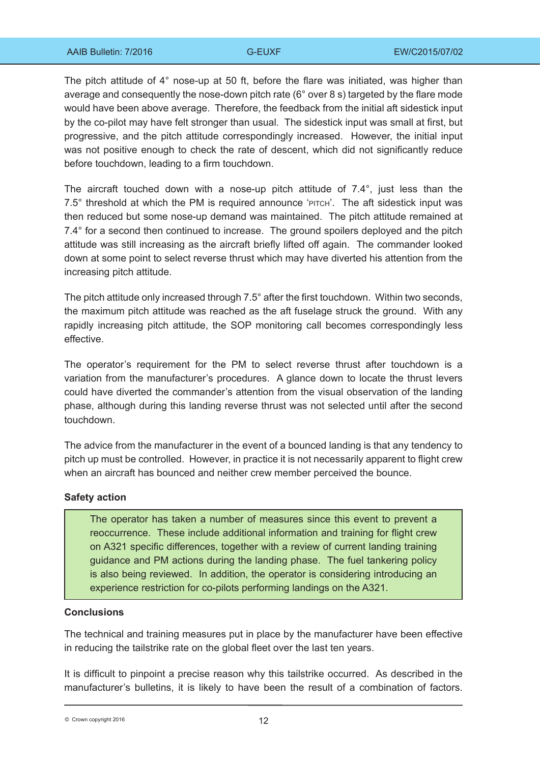The pitch attitude of 4° nose-up at 50 ft, before the flare was initiated, was higher than average and consequently the nose-down pitch rate (6° over 8 s) targeted by the flare mode would have been above average. Therefore, the feedback from the initial aft sidestick input by the co-pilot may have felt stronger than usual. The sidestick input was small at first, but progressive, and the pitch attitude correspondingly increased. However, the initial input was not positive enough to check the rate of descent, which did not significantly reduce before touchdown, leading to a firm touchdown.

The aircraft touched down with a nose-up pitch attitude of 7.4°, just less than the 7.5° threshold at which the PM is required announce 'PITCH'. The aft sidestick input was then reduced but some nose-up demand was maintained. The pitch attitude remained at 7.4° for a second then continued to increase. The ground spoilers deployed and the pitch attitude was still increasing as the aircraft briefly lifted off again. The commander looked down at some point to select reverse thrust which may have diverted his attention from the increasing pitch attitude.

The pitch attitude only increased through 7.5° after the first touchdown. Within two seconds, the maximum pitch attitude was reached as the aft fuselage struck the ground. With any rapidly increasing pitch attitude, the SOP monitoring call becomes correspondingly less effective.

The operator's requirement for the PM to select reverse thrust after touchdown is a variation from the manufacturer's procedures. A glance down to locate the thrust levers could have diverted the commander's attention from the visual observation of the landing phase, although during this landing reverse thrust was not selected until after the second touchdown.

The advice from the manufacturer in the event of a bounced landing is that any tendency to pitch up must be controlled. However, in practice it is not necessarily apparent to flight crew when an aircraft has bounced and neither crew member perceived the bounce.

**Safety action**

> The operator has taken a number of measures since this event to prevent a reoccurrence. These include additional information and training for flight crew on A321 specific differences, together with a review of current landing training guidance and PM actions during the landing phase. The fuel tankering policy is also being reviewed. In addition, the operator is considering introducing an experience restriction for co-pilots performing landings on the A321.

**Conclusions**

The technical and training measures put in place by the manufacturer have been effective in reducing the tailstrike rate on the global fleet over the last ten years.

It is difficult to pinpoint a precise reason why this tailstrike occurred. As described in the manufacturer's bulletins, it is likely to have been the result of a combination of factors.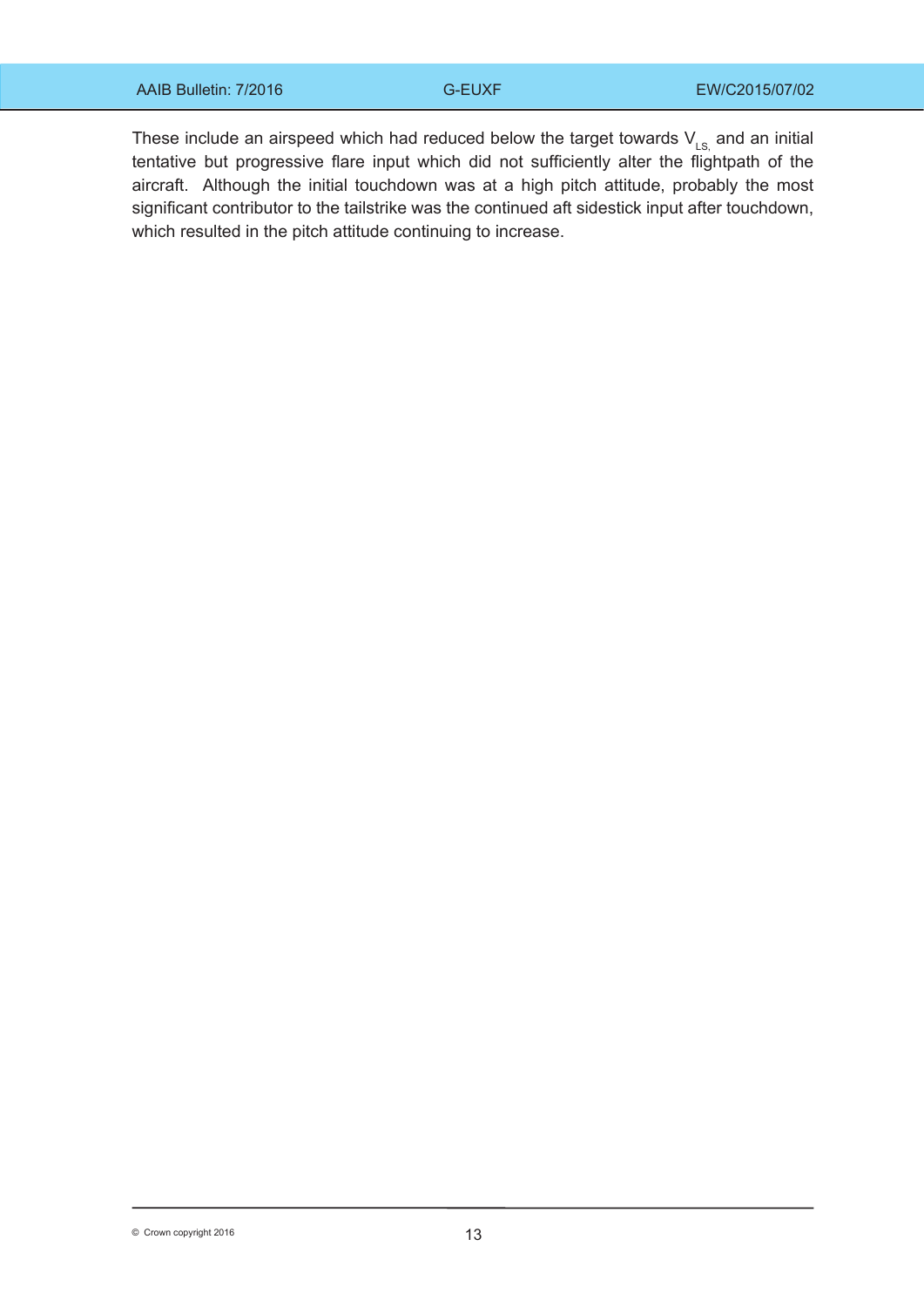These include an airspeed which had reduced below the target towards $V_{LS,}$ and an initial tentative but progressive flare input which did not sufficiently alter the flightpath of the aircraft. Although the initial touchdown was at a high pitch attitude, probably the most significant contributor to the tailstrike was the continued aft sidestick input after touchdown, which resulted in the pitch attitude continuing to increase.